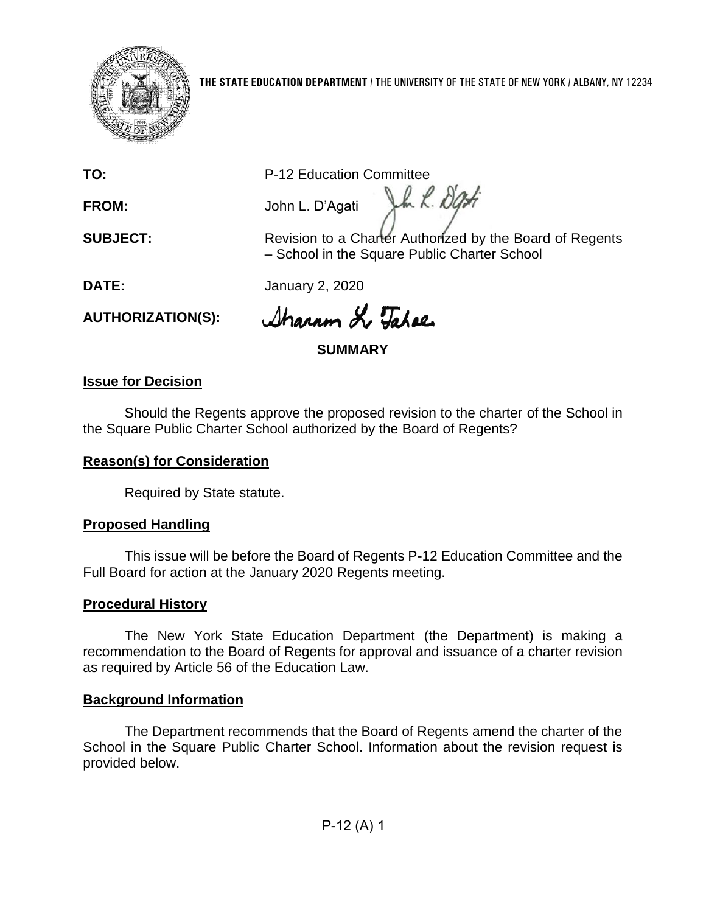**THE STATE EDUCATION DEPARTMENT** / THE UNIVERSITY OF THE STATE OF NEW YORK / ALBANY, NY 12234

**TO:** P-12 Education Committee

**FROM:** John L. D'Agati

**SUBJECT:** Revision to a Charter Authorized by the Board of Regents – School in the Square Public Charter School

**DATE:** January 2, 2020

**AUTHORIZATION(S):**

## SUMMARY

### Issue for Decision

Should the Regents approve the proposed revision to the charter of the School in the Square Public Charter School authorized by the Board of Regents?

### Reason(s) for Consideration

Required by State statute.

### Proposed Handling

This issue will be before the Board of Regents P-12 Education Committee and the Full Board for action at the January 2020 Regents meeting.

### Procedural History

The New York State Education Department (the Department) is making a recommendation to the Board of Regents for approval and issuance of a charter revision as required by Article 56 of the Education Law.

### Background Information

The Department recommends that the Board of Regents amend the charter of the School in the Square Public Charter School. Information about the revision request is provided below.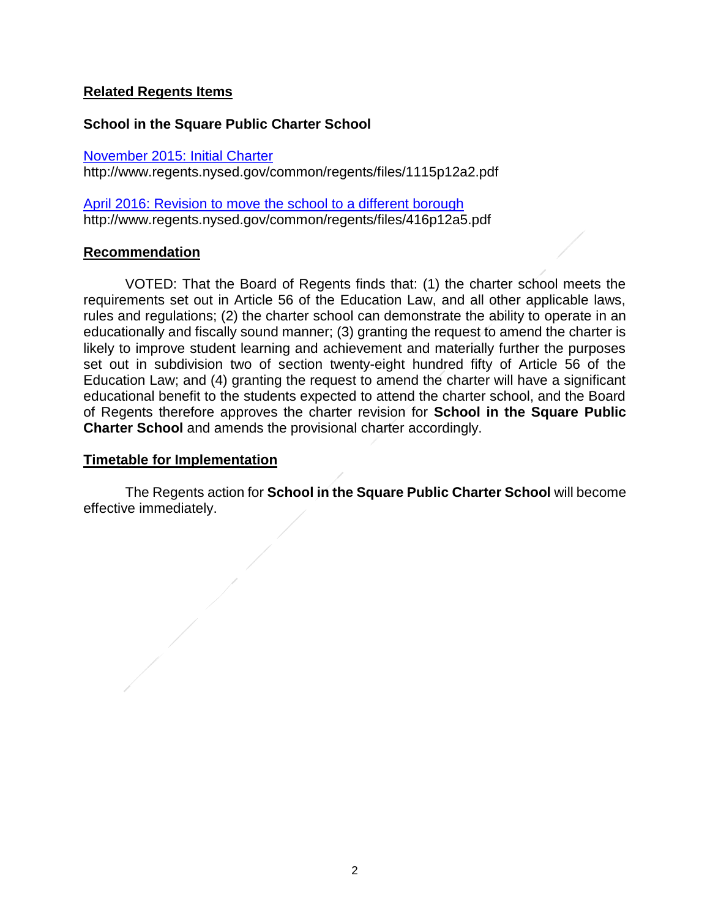## Related Regents Items

### School in the Square Public Charter School

[November 2015: Initial Charter](http://www.regents.nysed.gov/common/regents/files/1115p12a2.pdf)
http://www.regents.nysed.gov/common/regents/files/1115p12a2.pdf

[April 2016: Revision to move the school to a different borough](http://www.regents.nysed.gov/common/regents/files/416p12a5.pdf)
http://www.regents.nysed.gov/common/regents/files/416p12a5.pdf

## Recommendation

VOTED: That the Board of Regents finds that: (1) the charter school meets the requirements set out in Article 56 of the Education Law, and all other applicable laws, rules and regulations; (2) the charter school can demonstrate the ability to operate in an educationally and fiscally sound manner; (3) granting the request to amend the charter is likely to improve student learning and achievement and materially further the purposes set out in subdivision two of section twenty-eight hundred fifty of Article 56 of the Education Law; and (4) granting the request to amend the charter will have a significant educational benefit to the students expected to attend the charter school, and the Board of Regents therefore approves the charter revision for **School in the Square Public Charter School** and amends the provisional charter accordingly.

## Timetable for Implementation

The Regents action for **School in the Square Public Charter School** will become effective immediately.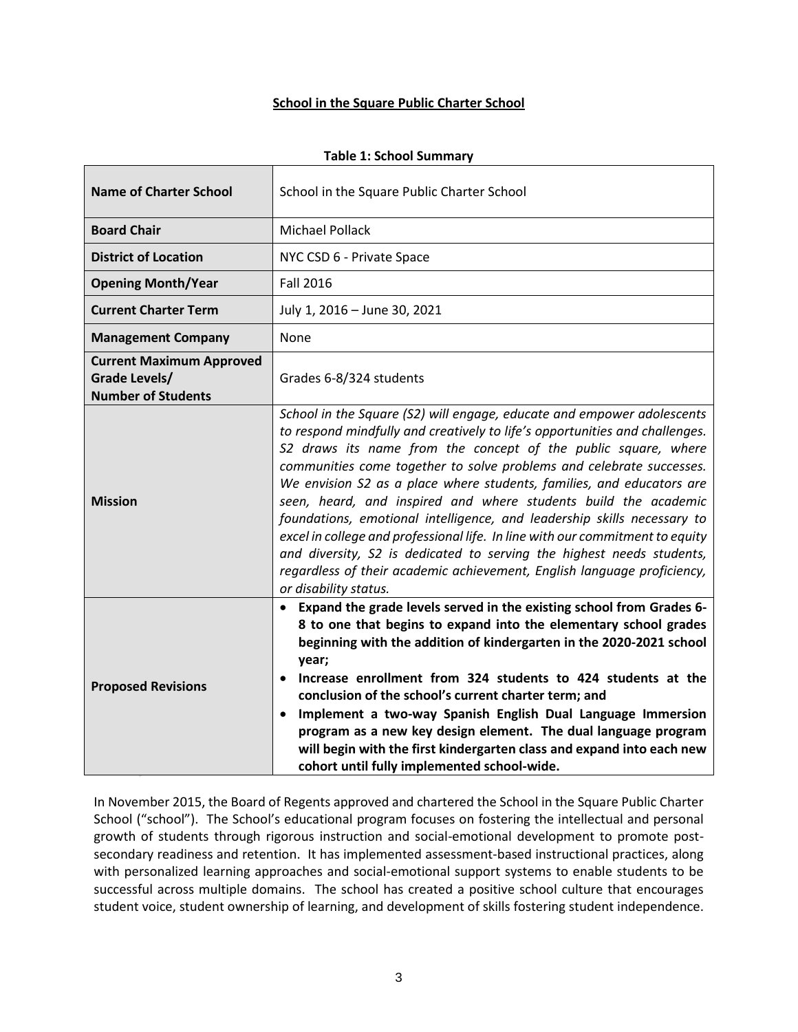**School in the Square Public Charter School**

**Table 1: School Summary**

| | |
|---|---|
| **Name of Charter School** | School in the Square Public Charter School |
| **Board Chair** | Michael Pollack |
| **District of Location** | NYC CSD 6 - Private Space |
| **Opening Month/Year** | Fall 2016 |
| **Current Charter Term** | July 1, 2016 – June 30, 2021 |
| **Management Company** | None |
| **Current Maximum Approved Grade Levels/ Number of Students** | Grades 6-8/324 students |
| **Mission** | *School in the Square (S2) will engage, educate and empower adolescents to respond mindfully and creatively to life's opportunities and challenges. S2 draws its name from the concept of the public square, where communities come together to solve problems and celebrate successes. We envision S2 as a place where students, families, and educators are seen, heard, and inspired and where students build the academic foundations, emotional intelligence, and leadership skills necessary to excel in college and professional life. In line with our commitment to equity and diversity, S2 is dedicated to serving the highest needs students, regardless of their academic achievement, English language proficiency, or disability status.* |
| **Proposed Revisions** | • **Expand the grade levels served in the existing school from Grades 6-8 to one that begins to expand into the elementary school grades beginning with the addition of kindergarten in the 2020-2021 school year;** <br> • **Increase enrollment from 324 students to 424 students at the conclusion of the school's current charter term; and** <br> • **Implement a two-way Spanish English Dual Language Immersion program as a new key design element. The dual language program will begin with the first kindergarten class and expand into each new cohort until fully implemented school-wide.** |

In November 2015, the Board of Regents approved and chartered the School in the Square Public Charter School ("school"). The School's educational program focuses on fostering the intellectual and personal growth of students through rigorous instruction and social-emotional development to promote post-secondary readiness and retention. It has implemented assessment-based instructional practices, along with personalized learning approaches and social-emotional support systems to enable students to be successful across multiple domains. The school has created a positive school culture that encourages student voice, student ownership of learning, and development of skills fostering student independence.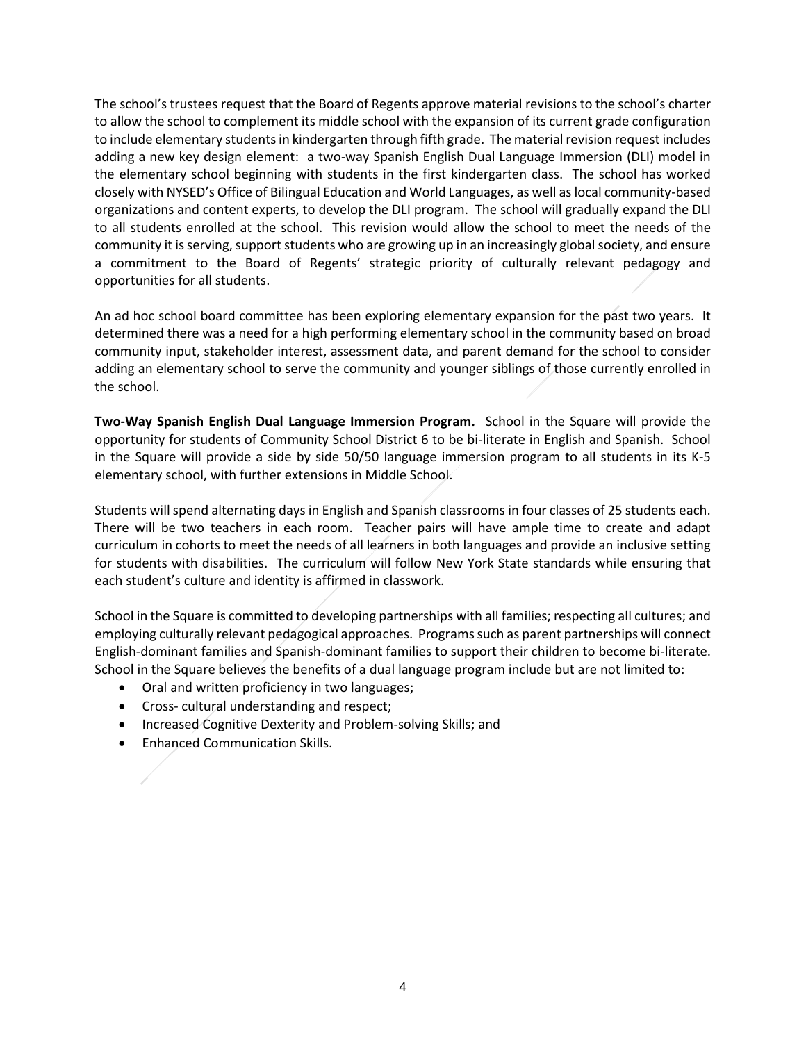The school's trustees request that the Board of Regents approve material revisions to the school's charter to allow the school to complement its middle school with the expansion of its current grade configuration to include elementary students in kindergarten through fifth grade. The material revision request includes adding a new key design element: a two-way Spanish English Dual Language Immersion (DLI) model in the elementary school beginning with students in the first kindergarten class. The school has worked closely with NYSED's Office of Bilingual Education and World Languages, as well as local community-based organizations and content experts, to develop the DLI program. The school will gradually expand the DLI to all students enrolled at the school. This revision would allow the school to meet the needs of the community it is serving, support students who are growing up in an increasingly global society, and ensure a commitment to the Board of Regents' strategic priority of culturally relevant pedagogy and opportunities for all students.

An ad hoc school board committee has been exploring elementary expansion for the past two years. It determined there was a need for a high performing elementary school in the community based on broad community input, stakeholder interest, assessment data, and parent demand for the school to consider adding an elementary school to serve the community and younger siblings of those currently enrolled in the school.

**Two-Way Spanish English Dual Language Immersion Program.** School in the Square will provide the opportunity for students of Community School District 6 to be bi-literate in English and Spanish. School in the Square will provide a side by side 50/50 language immersion program to all students in its K-5 elementary school, with further extensions in Middle School.

Students will spend alternating days in English and Spanish classrooms in four classes of 25 students each. There will be two teachers in each room. Teacher pairs will have ample time to create and adapt curriculum in cohorts to meet the needs of all learners in both languages and provide an inclusive setting for students with disabilities. The curriculum will follow New York State standards while ensuring that each student's culture and identity is affirmed in classwork.

School in the Square is committed to developing partnerships with all families; respecting all cultures; and employing culturally relevant pedagogical approaches. Programs such as parent partnerships will connect English-dominant families and Spanish-dominant families to support their children to become bi-literate. School in the Square believes the benefits of a dual language program include but are not limited to:

- Oral and written proficiency in two languages;
- Cross- cultural understanding and respect;
- Increased Cognitive Dexterity and Problem-solving Skills; and
- Enhanced Communication Skills.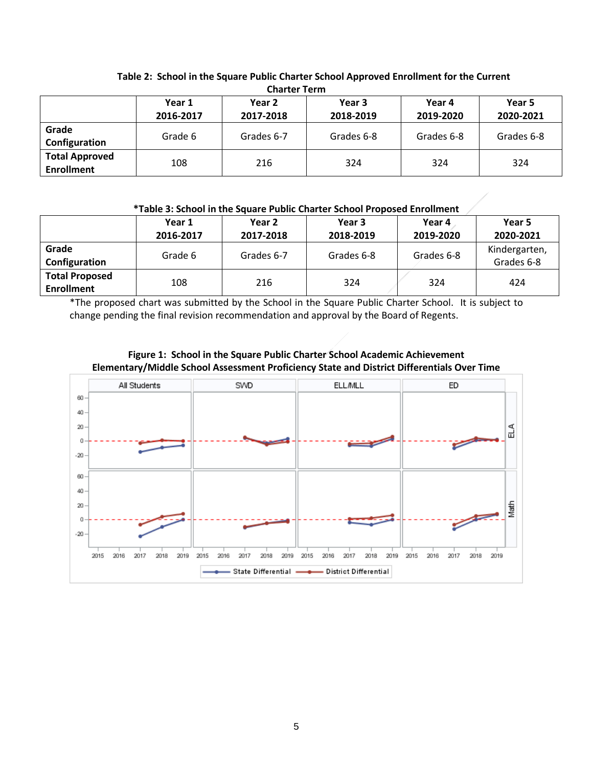**Table 2: School in the Square Public Charter School Approved Enrollment for the Current Charter Term**

| | Year 1 2016-2017 | Year 2 2017-2018 | Year 3 2018-2019 | Year 4 2019-2020 | Year 5 2020-2021 |
|---|---|---|---|---|---|
| **Grade Configuration** | Grade 6 | Grades 6-7 | Grades 6-8 | Grades 6-8 | Grades 6-8 |
| **Total Approved Enrollment** | 108 | 216 | 324 | 324 | 324 |

***Table 3: School in the Square Public Charter School Proposed Enrollment**

| | Year 1 2016-2017 | Year 2 2017-2018 | Year 3 2018-2019 | Year 4 2019-2020 | Year 5 2020-2021 |
|---|---|---|---|---|---|
| **Grade Configuration** | Grade 6 | Grades 6-7 | Grades 6-8 | Grades 6-8 | Kindergarten, Grades 6-8 |
| **Total Proposed Enrollment** | 108 | 216 | 324 | 324 | 424 |

*The proposed chart was submitted by the School in the Square Public Charter School. It is subject to change pending the final revision recommendation and approval by the Board of Regents.

**Figure 1: School in the Square Public Charter School Academic Achievement Elementary/Middle School Assessment Proficiency State and District Differentials Over Time**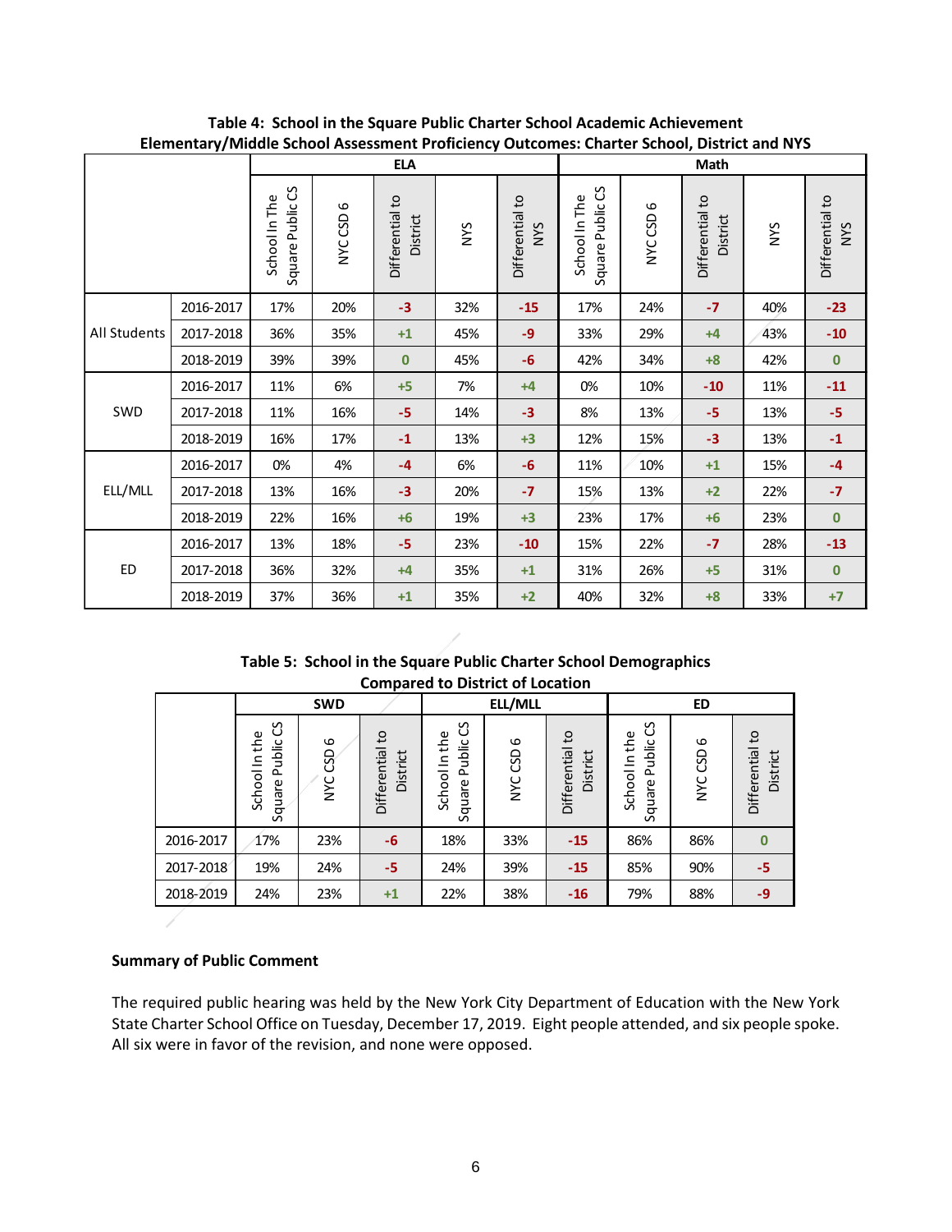**Table 4: School in the Square Public Charter School Academic Achievement Elementary/Middle School Assessment Proficiency Outcomes: Charter School, District and NYS**

| | | ELA | | | | | Math | | | | |
|---|---|---|---|---|---|---|---|---|---|---|---|
| | | School In The Square Public CS | NYC CSD 6 | Differential to District | NYS | Differential to NYS | School In The Square Public CS | NYC CSD 6 | Differential to District | NYS | Differential to NYS |
| All Students | 2016-2017 | 17% | 20% | -3 | 32% | -15 | 17% | 24% | -7 | 40% | -23 |
| | 2017-2018 | 36% | 35% | +1 | 45% | -9 | 33% | 29% | +4 | 43% | -10 |
| | 2018-2019 | 39% | 39% | 0 | 45% | -6 | 42% | 34% | +8 | 42% | 0 |
| SWD | 2016-2017 | 11% | 6% | +5 | 7% | +4 | 0% | 10% | -10 | 11% | -11 |
| | 2017-2018 | 11% | 16% | -5 | 14% | -3 | 8% | 13% | -5 | 13% | -5 |
| | 2018-2019 | 16% | 17% | -1 | 13% | +3 | 12% | 15% | -3 | 13% | -1 |
| ELL/MLL | 2016-2017 | 0% | 4% | -4 | 6% | -6 | 11% | 10% | +1 | 15% | -4 |
| | 2017-2018 | 13% | 16% | -3 | 20% | -7 | 15% | 13% | +2 | 22% | -7 |
| | 2018-2019 | 22% | 16% | +6 | 19% | +3 | 23% | 17% | +6 | 23% | 0 |
| ED | 2016-2017 | 13% | 18% | -5 | 23% | -10 | 15% | 22% | -7 | 28% | -13 |
| | 2017-2018 | 36% | 32% | +4 | 35% | +1 | 31% | 26% | +5 | 31% | 0 |
| | 2018-2019 | 37% | 36% | +1 | 35% | +2 | 40% | 32% | +8 | 33% | +7 |

**Table 5: School in the Square Public Charter School Demographics Compared to District of Location**

| | SWD | | | ELL/MLL | | | ED | | |
|---|---|---|---|---|---|---|---|---|---|
| | School In the Square Public CS | NYC CSD 6 | Differential to District | School In the Square Public CS | NYC CSD 6 | Differential to District | School In the Square Public CS | NYC CSD 6 | Differential to District |
| 2016-2017 | 17% | 23% | -6 | 18% | 33% | -15 | 86% | 86% | 0 |
| 2017-2018 | 19% | 24% | -5 | 24% | 39% | -15 | 85% | 90% | -5 |
| 2018-2019 | 24% | 23% | +1 | 22% | 38% | -16 | 79% | 88% | -9 |

**Summary of Public Comment**

The required public hearing was held by the New York City Department of Education with the New York State Charter School Office on Tuesday, December 17, 2019. Eight people attended, and six people spoke. All six were in favor of the revision, and none were opposed.